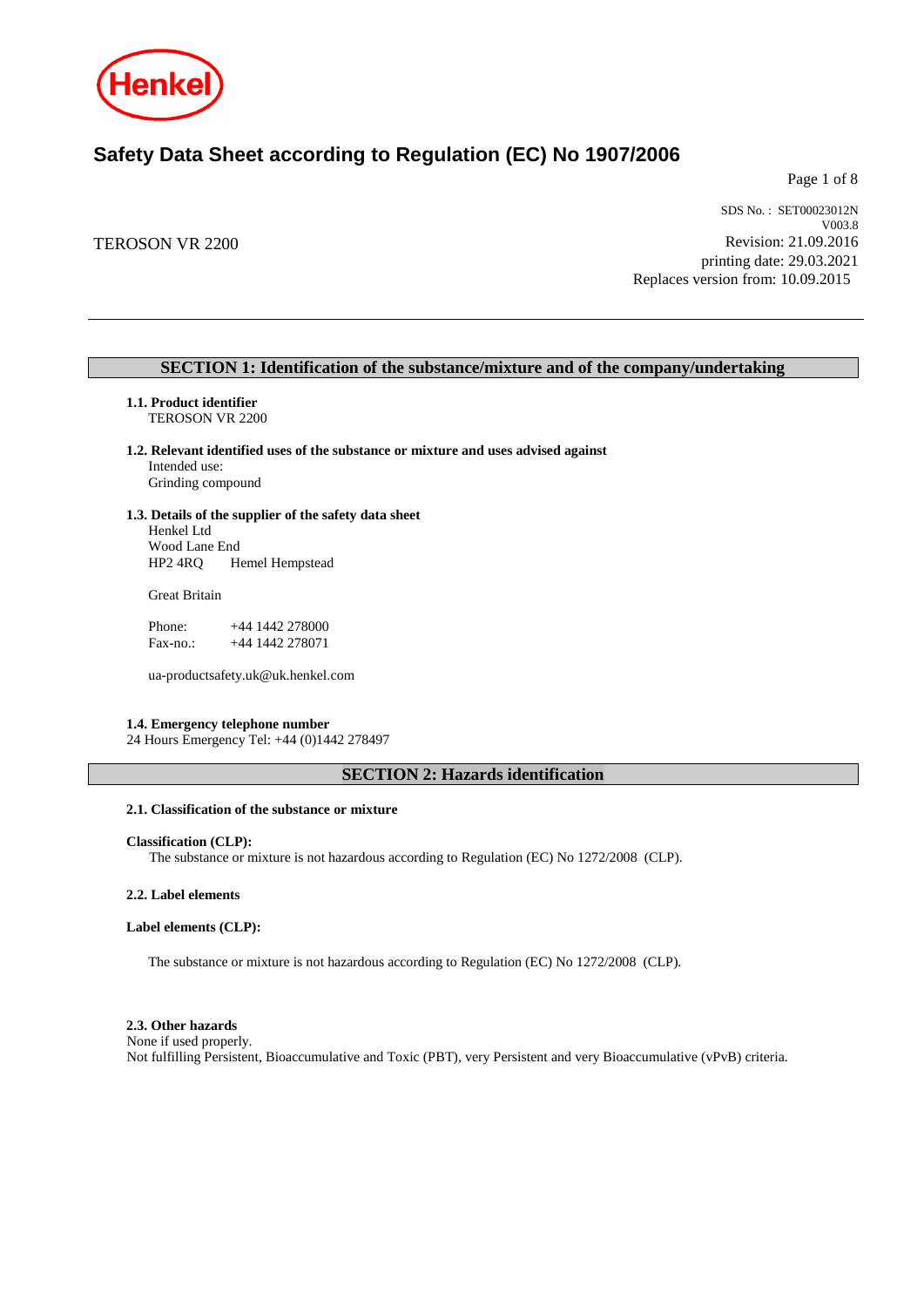Henkel

# Safety Data Sheet according to Regulation (EC) No 1907/2006

TEROSON VR 2200

SDS No. : SET00023012N
V003.8
Revision: 21.09.2016
printing date: 29.03.2021
Replaces version from: 10.09.2015

## SECTION 1: Identification of the substance/mixture and of the company/undertaking

**1.1. Product identifier**
TEROSON VR 2200

**1.2. Relevant identified uses of the substance or mixture and uses advised against**
Intended use:
Grinding compound

**1.3. Details of the supplier of the safety data sheet**
Henkel Ltd
Wood Lane End
HP2 4RQ Hemel Hempstead

Great Britain

Phone: +44 1442 278000
Fax-no.: +44 1442 278071

ua-productsafety.uk@uk.henkel.com

**1.4. Emergency telephone number**
24 Hours Emergency Tel: +44 (0)1442 278497

## SECTION 2: Hazards identification

**2.1. Classification of the substance or mixture**

**Classification (CLP):**
The substance or mixture is not hazardous according to Regulation (EC) No 1272/2008 (CLP).

**2.2. Label elements**

**Label elements (CLP):**

The substance or mixture is not hazardous according to Regulation (EC) No 1272/2008 (CLP).

**2.3. Other hazards**
None if used properly.
Not fulfilling Persistent, Bioaccumulative and Toxic (PBT), very Persistent and very Bioaccumulative (vPvB) criteria.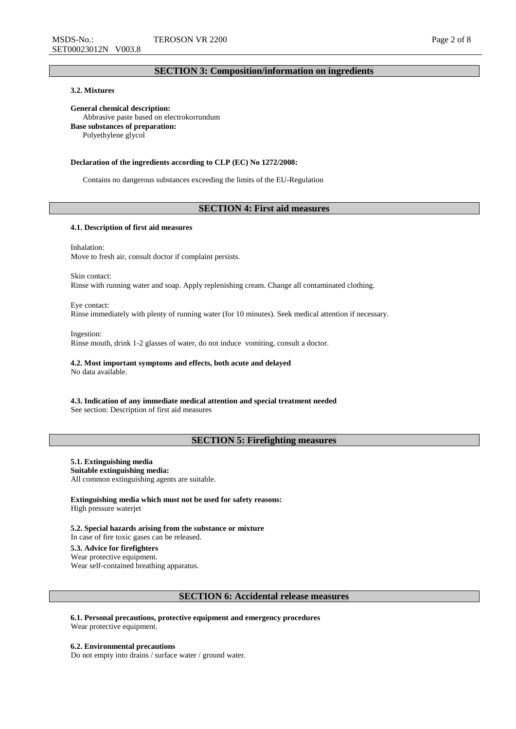## SECTION 3: Composition/information on ingredients

### 3.2. Mixtures

**General chemical description:**
Abbrasive paste based on electrokorrundum

**Base substances of preparation:**
Polyethylene glycol

**Declaration of the ingredients according to CLP (EC) No 1272/2008:**

Contains no dangerous substances exceeding the limits of the EU-Regulation

## SECTION 4: First aid measures

### 4.1. Description of first aid measures

Inhalation:
Move to fresh air, consult doctor if complaint persists.

Skin contact:
Rinse with running water and soap. Apply replenishing cream. Change all contaminated clothing.

Eye contact:
Rinse immediately with plenty of running water (for 10 minutes). Seek medical attention if necessary.

Ingestion:
Rinse mouth, drink 1-2 glasses of water, do not induce vomiting, consult a doctor.

### 4.2. Most important symptoms and effects, both acute and delayed

No data available.

### 4.3. Indication of any immediate medical attention and special treatment needed

See section: Description of first aid measures

## SECTION 5: Firefighting measures

### 5.1. Extinguishing media

**Suitable extinguishing media:**
All common extinguishing agents are suitable.

**Extinguishing media which must not be used for safety reasons:**
High pressure waterjet

### 5.2. Special hazards arising from the substance or mixture

In case of fire toxic gases can be released.

### 5.3. Advice for firefighters

Wear protective equipment.
Wear self-contained breathing apparatus.

## SECTION 6: Accidental release measures

### 6.1. Personal precautions, protective equipment and emergency procedures

Wear protective equipment.

### 6.2. Environmental precautions

Do not empty into drains / surface water / ground water.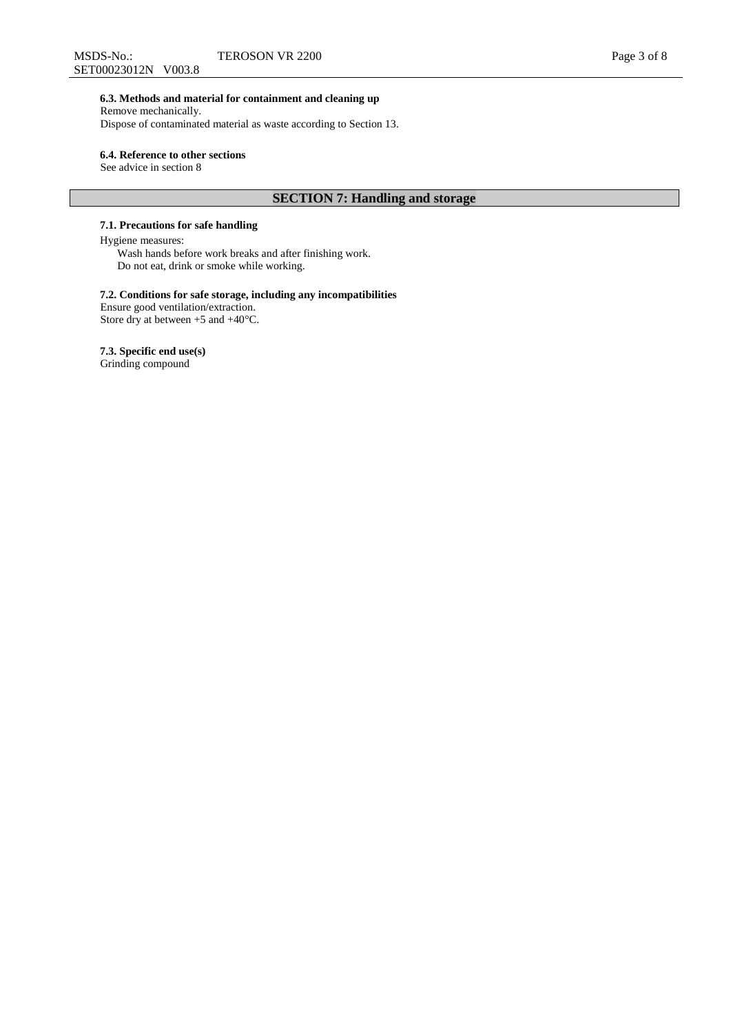### 6.3. Methods and material for containment and cleaning up

Remove mechanically.
Dispose of contaminated material as waste according to Section 13.

### 6.4. Reference to other sections

See advice in section 8

## SECTION 7: Handling and storage

### 7.1. Precautions for safe handling

Hygiene measures:

Wash hands before work breaks and after finishing work.
Do not eat, drink or smoke while working.

### 7.2. Conditions for safe storage, including any incompatibilities

Ensure good ventilation/extraction.
Store dry at between +5 and +40°C.

### 7.3. Specific end use(s)

Grinding compound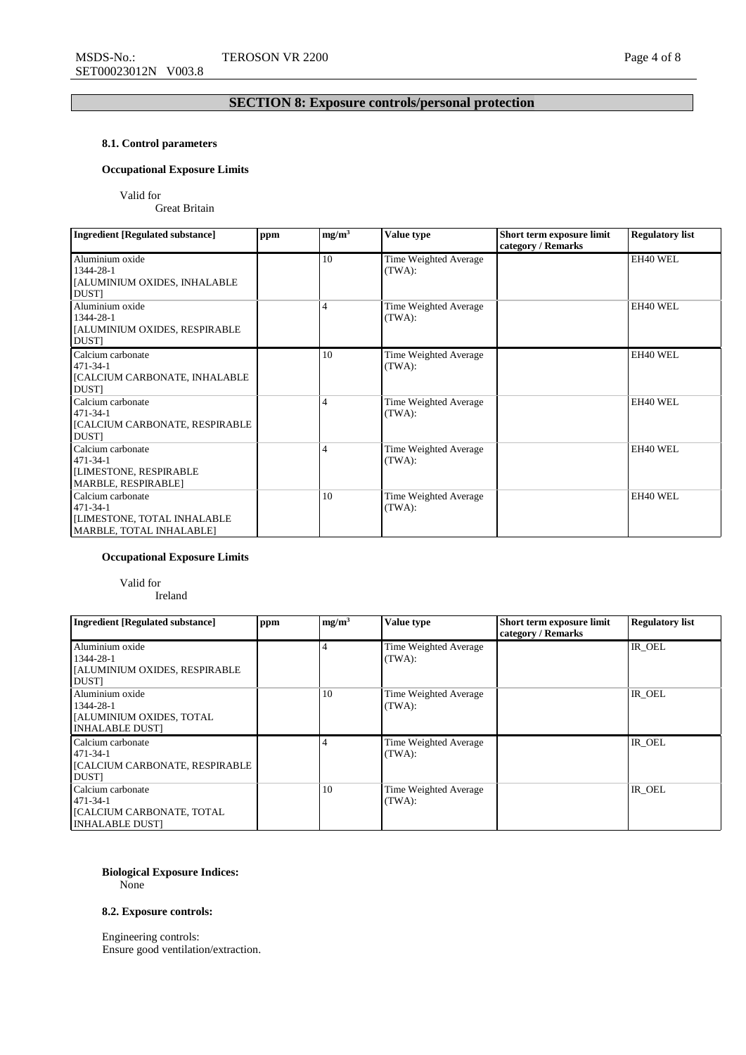## SECTION 8: Exposure controls/personal protection

### 8.1. Control parameters

**Occupational Exposure Limits**

Valid for
Great Britain

| Ingredient [Regulated substance] | ppm | mg/m³ | Value type | Short term exposure limit category / Remarks | Regulatory list |
|---|---|---|---|---|---|
| Aluminium oxide 1344-28-1 [ALUMINIUM OXIDES, INHALABLE DUST] | | 10 | Time Weighted Average (TWA): | | EH40 WEL |
| Aluminium oxide 1344-28-1 [ALUMINIUM OXIDES, RESPIRABLE DUST] | | 4 | Time Weighted Average (TWA): | | EH40 WEL |
| Calcium carbonate 471-34-1 [CALCIUM CARBONATE, INHALABLE DUST] | | 10 | Time Weighted Average (TWA): | | EH40 WEL |
| Calcium carbonate 471-34-1 [CALCIUM CARBONATE, RESPIRABLE DUST] | | 4 | Time Weighted Average (TWA): | | EH40 WEL |
| Calcium carbonate 471-34-1 [LIMESTONE, RESPIRABLE MARBLE, RESPIRABLE] | | 4 | Time Weighted Average (TWA): | | EH40 WEL |
| Calcium carbonate 471-34-1 [LIMESTONE, TOTAL INHALABLE MARBLE, TOTAL INHALABLE] | | 10 | Time Weighted Average (TWA): | | EH40 WEL |

**Occupational Exposure Limits**

Valid for
Ireland

| Ingredient [Regulated substance] | ppm | mg/m³ | Value type | Short term exposure limit category / Remarks | Regulatory list |
|---|---|---|---|---|---|
| Aluminium oxide 1344-28-1 [ALUMINIUM OXIDES, RESPIRABLE DUST] | | 4 | Time Weighted Average (TWA): | | IR_OEL |
| Aluminium oxide 1344-28-1 [ALUMINIUM OXIDES, TOTAL INHALABLE DUST] | | 10 | Time Weighted Average (TWA): | | IR_OEL |
| Calcium carbonate 471-34-1 [CALCIUM CARBONATE, RESPIRABLE DUST] | | 4 | Time Weighted Average (TWA): | | IR_OEL |
| Calcium carbonate 471-34-1 [CALCIUM CARBONATE, TOTAL INHALABLE DUST] | | 10 | Time Weighted Average (TWA): | | IR_OEL |

**Biological Exposure Indices:**
None

### 8.2. Exposure controls:

Engineering controls:
Ensure good ventilation/extraction.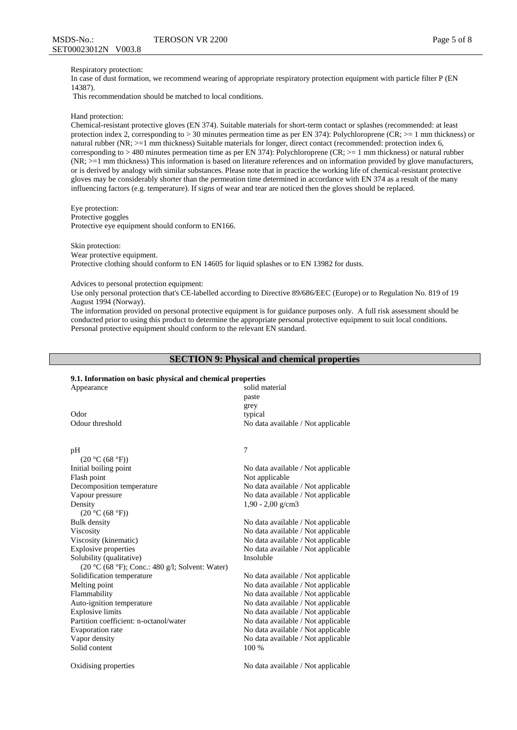Respiratory protection:
In case of dust formation, we recommend wearing of appropriate respiratory protection equipment with particle filter P (EN 14387).
This recommendation should be matched to local conditions.

Hand protection:
Chemical-resistant protective gloves (EN 374). Suitable materials for short-term contact or splashes (recommended: at least protection index 2, corresponding to > 30 minutes permeation time as per EN 374): Polychloroprene (CR; >= 1 mm thickness) or natural rubber (NR; >=1 mm thickness) Suitable materials for longer, direct contact (recommended: protection index 6, corresponding to > 480 minutes permeation time as per EN 374): Polychloroprene (CR; >= 1 mm thickness) or natural rubber (NR; >=1 mm thickness) This information is based on literature references and on information provided by glove manufacturers, or is derived by analogy with similar substances. Please note that in practice the working life of chemical-resistant protective gloves may be considerably shorter than the permeation time determined in accordance with EN 374 as a result of the many influencing factors (e.g. temperature). If signs of wear and tear are noticed then the gloves should be replaced.

Eye protection:
Protective goggles
Protective eye equipment should conform to EN166.

Skin protection:
Wear protective equipment.
Protective clothing should conform to EN 14605 for liquid splashes or to EN 13982 for dusts.

Advices to personal protection equipment:
Use only personal protection that's CE-labelled according to Directive 89/686/EEC (Europe) or to Regulation No. 819 of 19 August 1994 (Norway).
The information provided on personal protective equipment is for guidance purposes only. A full risk assessment should be conducted prior to using this product to determine the appropriate personal protective equipment to suit local conditions. Personal protective equipment should conform to the relevant EN standard.

## SECTION 9: Physical and chemical properties

### 9.1. Information on basic physical and chemical properties

| Property | Value |
|---|---|
| Appearance | solid material<br>paste<br>grey |
| Odor | typical |
| Odour threshold | No data available / Not applicable |
| pH<br>(20 °C (68 °F)) | 7 |
| Initial boiling point | No data available / Not applicable |
| Flash point | Not applicable |
| Decomposition temperature | No data available / Not applicable |
| Vapour pressure | No data available / Not applicable |
| Density<br>(20 °C (68 °F)) | 1,90 - 2,00 g/cm3 |
| Bulk density | No data available / Not applicable |
| Viscosity | No data available / Not applicable |
| Viscosity (kinematic) | No data available / Not applicable |
| Explosive properties | No data available / Not applicable |
| Solubility (qualitative)<br>(20 °C (68 °F); Conc.: 480 g/l; Solvent: Water) | Insoluble |
| Solidification temperature | No data available / Not applicable |
| Melting point | No data available / Not applicable |
| Flammability | No data available / Not applicable |
| Auto-ignition temperature | No data available / Not applicable |
| Explosive limits | No data available / Not applicable |
| Partition coefficient: n-octanol/water | No data available / Not applicable |
| Evaporation rate | No data available / Not applicable |
| Vapor density | No data available / Not applicable |
| Solid content | 100 % |
| Oxidising properties | No data available / Not applicable |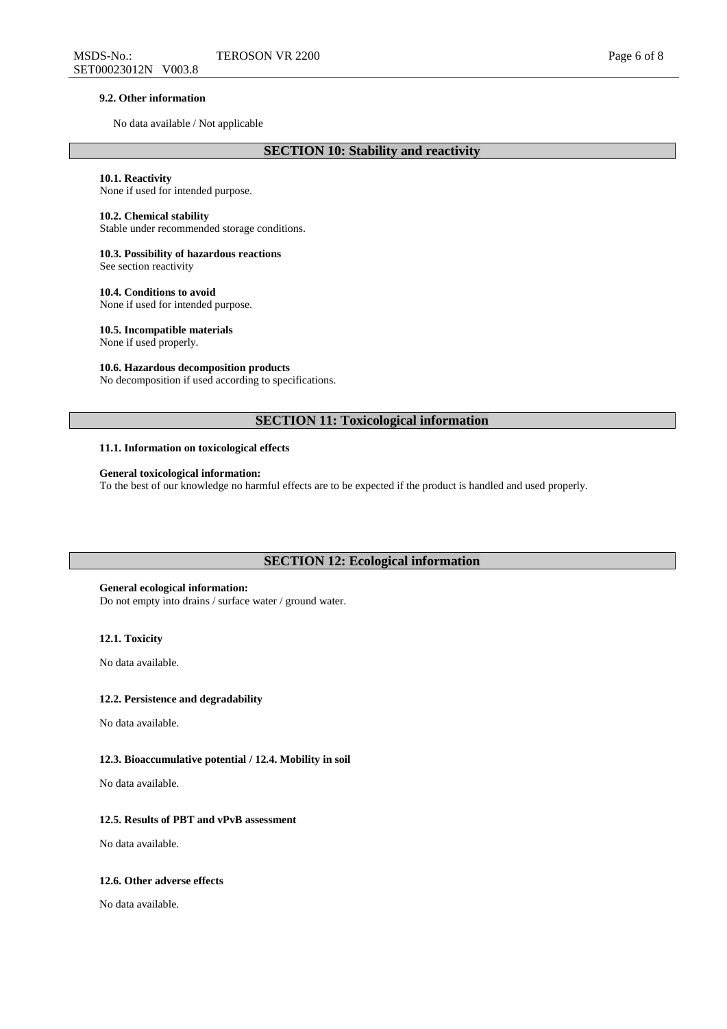### 9.2. Other information

No data available / Not applicable

## SECTION 10: Stability and reactivity

**10.1. Reactivity**
None if used for intended purpose.

**10.2. Chemical stability**
Stable under recommended storage conditions.

**10.3. Possibility of hazardous reactions**
See section reactivity

**10.4. Conditions to avoid**
None if used for intended purpose.

**10.5. Incompatible materials**
None if used properly.

**10.6. Hazardous decomposition products**
No decomposition if used according to specifications.

## SECTION 11: Toxicological information

### 11.1. Information on toxicological effects

**General toxicological information:**
To the best of our knowledge no harmful effects are to be expected if the product is handled and used properly.

## SECTION 12: Ecological information

**General ecological information:**
Do not empty into drains / surface water / ground water.

### 12.1. Toxicity

No data available.

### 12.2. Persistence and degradability

No data available.

### 12.3. Bioaccumulative potential / 12.4. Mobility in soil

No data available.

### 12.5. Results of PBT and vPvB assessment

No data available.

### 12.6. Other adverse effects

No data available.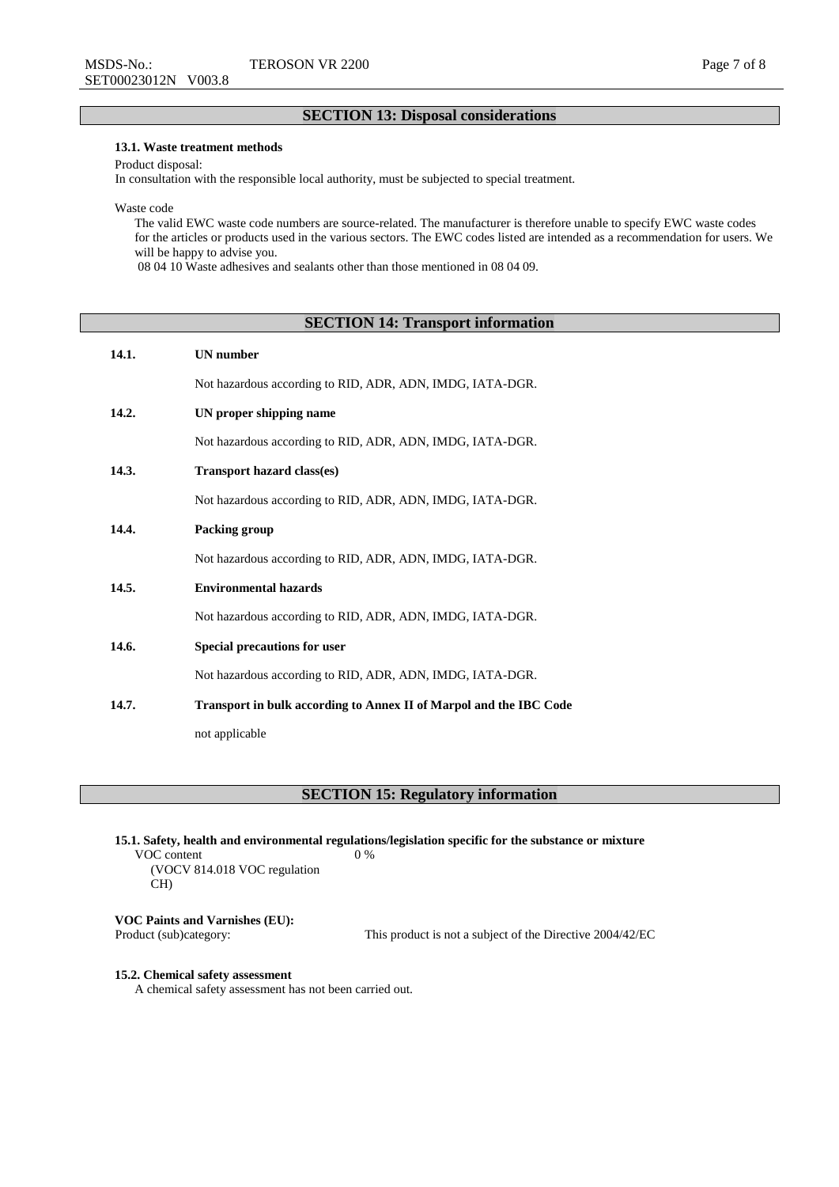## SECTION 13: Disposal considerations

### 13.1. Waste treatment methods

Product disposal:
In consultation with the responsible local authority, must be subjected to special treatment.

Waste code

The valid EWC waste code numbers are source-related. The manufacturer is therefore unable to specify EWC waste codes for the articles or products used in the various sectors. The EWC codes listed are intended as a recommendation for users. We will be happy to advise you.

08 04 10 Waste adhesives and sealants other than those mentioned in 08 04 09.

## SECTION 14: Transport information

**14.1. UN number**

Not hazardous according to RID, ADR, ADN, IMDG, IATA-DGR.

**14.2. UN proper shipping name**

Not hazardous according to RID, ADR, ADN, IMDG, IATA-DGR.

**14.3. Transport hazard class(es)**

Not hazardous according to RID, ADR, ADN, IMDG, IATA-DGR.

**14.4. Packing group**

Not hazardous according to RID, ADR, ADN, IMDG, IATA-DGR.

**14.5. Environmental hazards**

Not hazardous according to RID, ADR, ADN, IMDG, IATA-DGR.

**14.6. Special precautions for user**

Not hazardous according to RID, ADR, ADN, IMDG, IATA-DGR.

**14.7. Transport in bulk according to Annex II of Marpol and the IBC Code**

not applicable

## SECTION 15: Regulatory information

### 15.1. Safety, health and environmental regulations/legislation specific for the substance or mixture

VOC content (VOCV 814.018 VOC regulation CH): 0 %

**VOC Paints and Varnishes (EU):**

Product (sub)category: This product is not a subject of the Directive 2004/42/EC

### 15.2. Chemical safety assessment

A chemical safety assessment has not been carried out.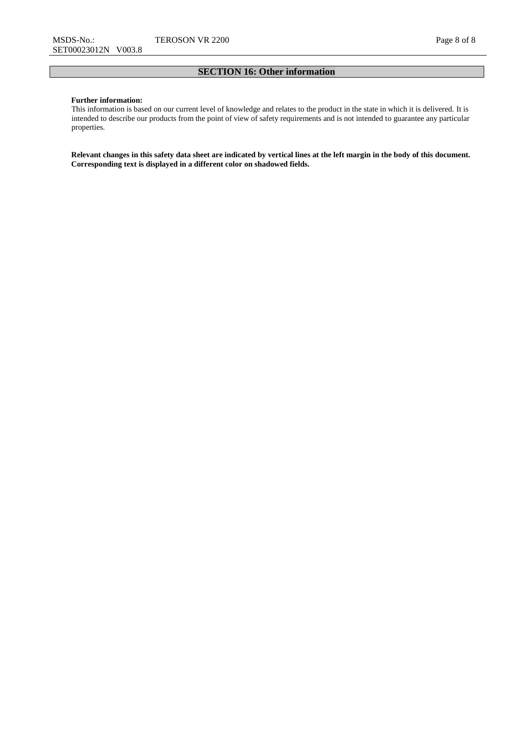## SECTION 16: Other information

**Further information:**
This information is based on our current level of knowledge and relates to the product in the state in which it is delivered. It is intended to describe our products from the point of view of safety requirements and is not intended to guarantee any particular properties.

**Relevant changes in this safety data sheet are indicated by vertical lines at the left margin in the body of this document. Corresponding text is displayed in a different color on shadowed fields.**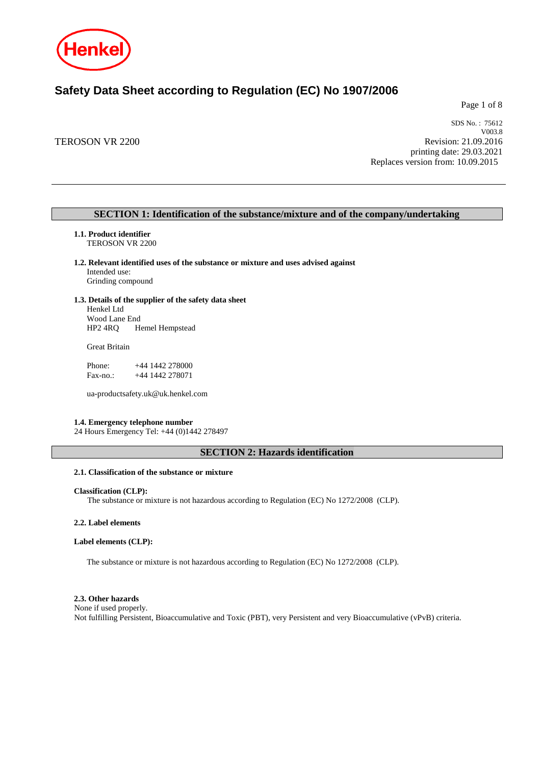# Safety Data Sheet according to Regulation (EC) No 1907/2006

SDS No. : 75612
V003.8

TEROSON VR 2200

Revision: 21.09.2016
printing date: 29.03.2021
Replaces version from: 10.09.2015

## SECTION 1: Identification of the substance/mixture and of the company/undertaking

**1.1. Product identifier**
TEROSON VR 2200

**1.2. Relevant identified uses of the substance or mixture and uses advised against**
Intended use:
Grinding compound

**1.3. Details of the supplier of the safety data sheet**
Henkel Ltd
Wood Lane End
HP2 4RQ Hemel Hempstead

Great Britain

Phone: +44 1442 278000
Fax-no.: +44 1442 278071

ua-productsafety.uk@uk.henkel.com

**1.4. Emergency telephone number**
24 Hours Emergency Tel: +44 (0)1442 278497

## SECTION 2: Hazards identification

**2.1. Classification of the substance or mixture**

**Classification (CLP):**
The substance or mixture is not hazardous according to Regulation (EC) No 1272/2008 (CLP).

**2.2. Label elements**

**Label elements (CLP):**

The substance or mixture is not hazardous according to Regulation (EC) No 1272/2008 (CLP).

**2.3. Other hazards**
None if used properly.
Not fulfilling Persistent, Bioaccumulative and Toxic (PBT), very Persistent and very Bioaccumulative (vPvB) criteria.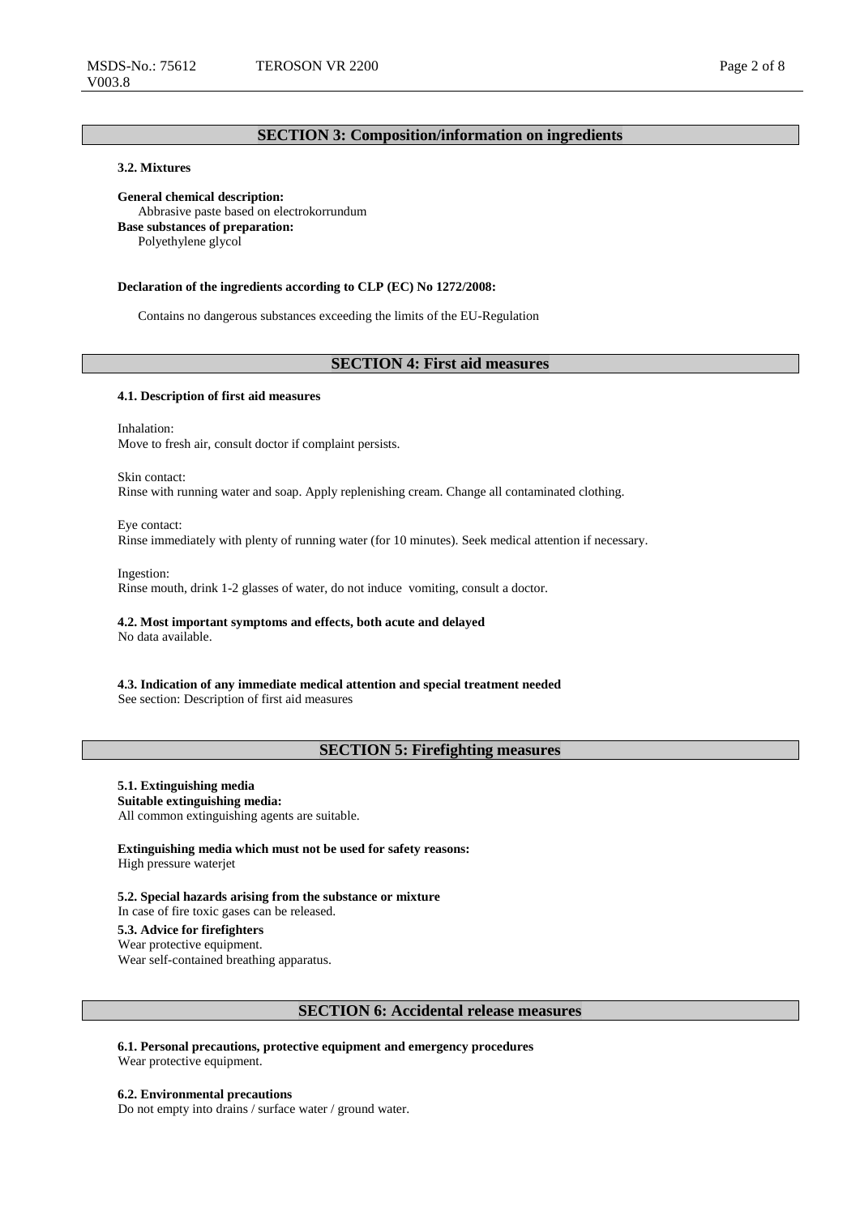## SECTION 3: Composition/information on ingredients

### 3.2. Mixtures

**General chemical description:**
Abrasive paste based on electrokorrundum
**Base substances of preparation:**
Polyethylene glycol

**Declaration of the ingredients according to CLP (EC) No 1272/2008:**

Contains no dangerous substances exceeding the limits of the EU-Regulation

## SECTION 4: First aid measures

### 4.1. Description of first aid measures

Inhalation:
Move to fresh air, consult doctor if complaint persists.

Skin contact:
Rinse with running water and soap. Apply replenishing cream. Change all contaminated clothing.

Eye contact:
Rinse immediately with plenty of running water (for 10 minutes). Seek medical attention if necessary.

Ingestion:
Rinse mouth, drink 1-2 glasses of water, do not induce vomiting, consult a doctor.

### 4.2. Most important symptoms and effects, both acute and delayed
No data available.

### 4.3. Indication of any immediate medical attention and special treatment needed
See section: Description of first aid measures

## SECTION 5: Firefighting measures

### 5.1. Extinguishing media
**Suitable extinguishing media:**
All common extinguishing agents are suitable.

**Extinguishing media which must not be used for safety reasons:**
High pressure waterjet

### 5.2. Special hazards arising from the substance or mixture
In case of fire toxic gases can be released.

### 5.3. Advice for firefighters
Wear protective equipment.
Wear self-contained breathing apparatus.

## SECTION 6: Accidental release measures

### 6.1. Personal precautions, protective equipment and emergency procedures
Wear protective equipment.

### 6.2. Environmental precautions
Do not empty into drains / surface water / ground water.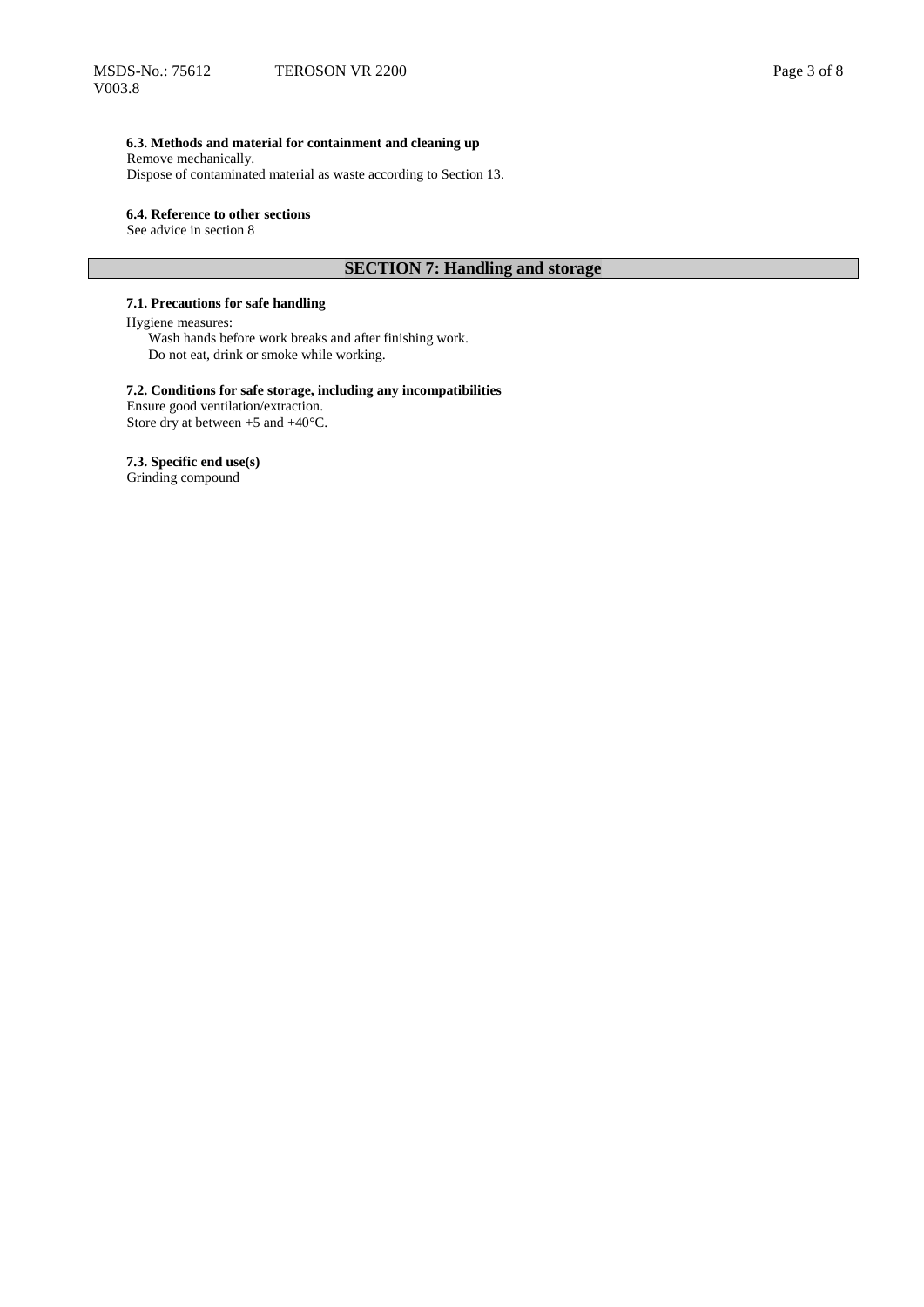### 6.3. Methods and material for containment and cleaning up

Remove mechanically.
Dispose of contaminated material as waste according to Section 13.

### 6.4. Reference to other sections

See advice in section 8

## SECTION 7: Handling and storage

### 7.1. Precautions for safe handling

Hygiene measures:
Wash hands before work breaks and after finishing work.
Do not eat, drink or smoke while working.

### 7.2. Conditions for safe storage, including any incompatibilities

Ensure good ventilation/extraction.
Store dry at between +5 and +40°C.

### 7.3. Specific end use(s)

Grinding compound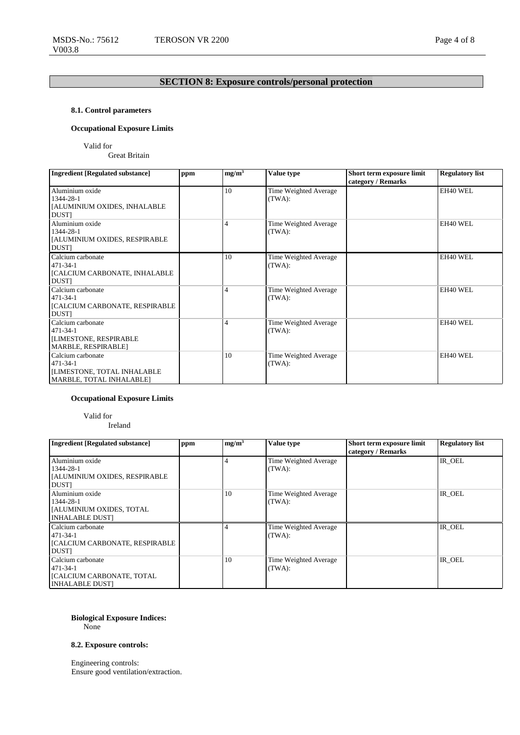## SECTION 8: Exposure controls/personal protection

### 8.1. Control parameters

**Occupational Exposure Limits**

Valid for
Great Britain

| Ingredient [Regulated substance] | ppm | mg/m³ | Value type | Short term exposure limit category / Remarks | Regulatory list |
|---|---|---|---|---|---|
| Aluminium oxide<br>1344-28-1<br>[ALUMINIUM OXIDES, INHALABLE DUST] | | 10 | Time Weighted Average (TWA): | | EH40 WEL |
| Aluminium oxide<br>1344-28-1<br>[ALUMINIUM OXIDES, RESPIRABLE DUST] | | 4 | Time Weighted Average (TWA): | | EH40 WEL |
| Calcium carbonate<br>471-34-1<br>[CALCIUM CARBONATE, INHALABLE DUST] | | 10 | Time Weighted Average (TWA): | | EH40 WEL |
| Calcium carbonate<br>471-34-1<br>[CALCIUM CARBONATE, RESPIRABLE DUST] | | 4 | Time Weighted Average (TWA): | | EH40 WEL |
| Calcium carbonate<br>471-34-1<br>[LIMESTONE, RESPIRABLE MARBLE, RESPIRABLE] | | 4 | Time Weighted Average (TWA): | | EH40 WEL |
| Calcium carbonate<br>471-34-1<br>[LIMESTONE, TOTAL INHALABLE MARBLE, TOTAL INHALABLE] | | 10 | Time Weighted Average (TWA): | | EH40 WEL |

**Occupational Exposure Limits**

Valid for
Ireland

| Ingredient [Regulated substance] | ppm | mg/m³ | Value type | Short term exposure limit category / Remarks | Regulatory list |
|---|---|---|---|---|---|
| Aluminium oxide<br>1344-28-1<br>[ALUMINIUM OXIDES, RESPIRABLE DUST] | | 4 | Time Weighted Average (TWA): | | IR_OEL |
| Aluminium oxide<br>1344-28-1<br>[ALUMINIUM OXIDES, TOTAL INHALABLE DUST] | | 10 | Time Weighted Average (TWA): | | IR_OEL |
| Calcium carbonate<br>471-34-1<br>[CALCIUM CARBONATE, RESPIRABLE DUST] | | 4 | Time Weighted Average (TWA): | | IR_OEL |
| Calcium carbonate<br>471-34-1<br>[CALCIUM CARBONATE, TOTAL INHALABLE DUST] | | 10 | Time Weighted Average (TWA): | | IR_OEL |

**Biological Exposure Indices:**
None

### 8.2. Exposure controls:

Engineering controls:
Ensure good ventilation/extraction.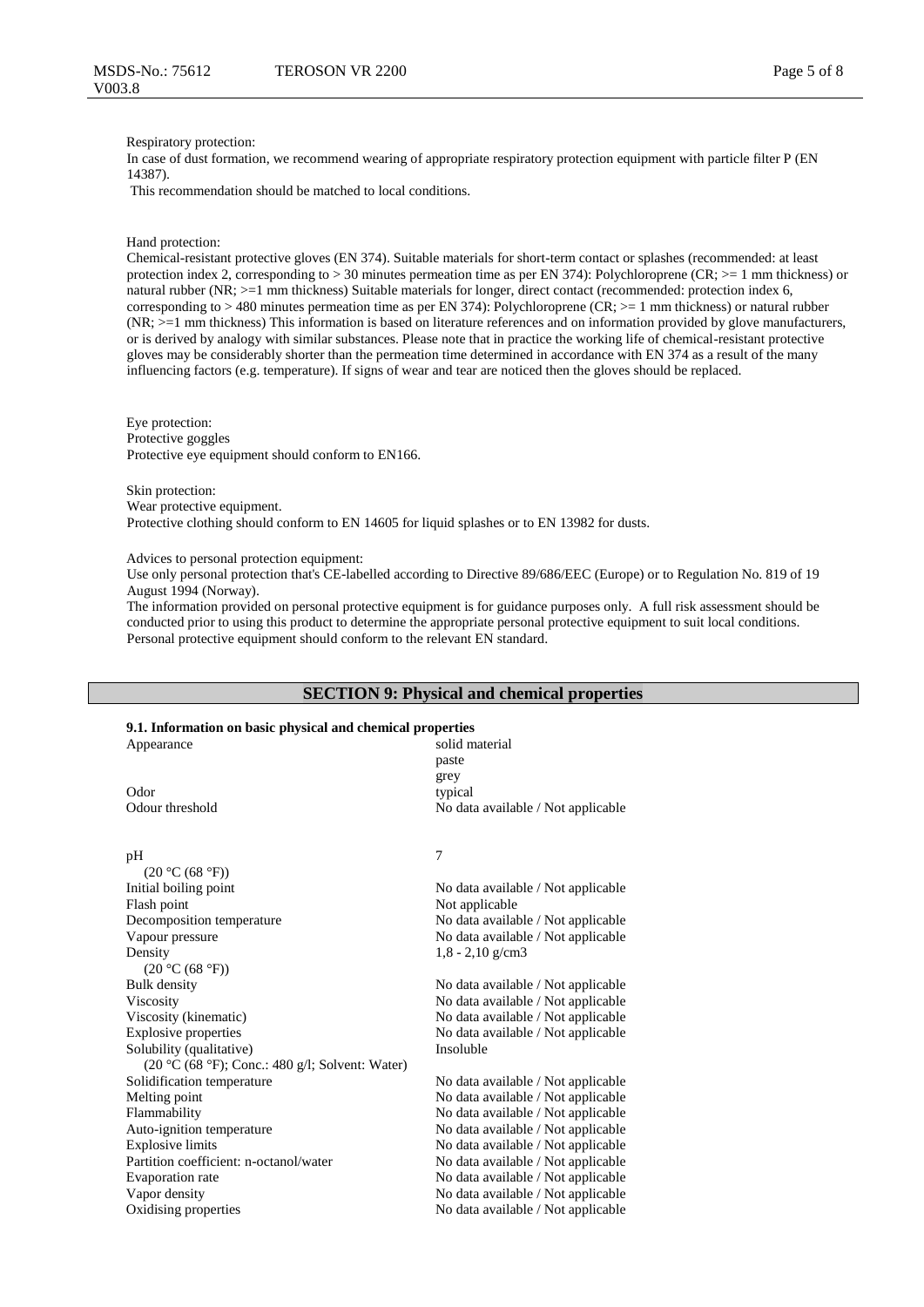Respiratory protection:
In case of dust formation, we recommend wearing of appropriate respiratory protection equipment with particle filter P (EN 14387).
This recommendation should be matched to local conditions.

Hand protection:
Chemical-resistant protective gloves (EN 374). Suitable materials for short-term contact or splashes (recommended: at least protection index 2, corresponding to > 30 minutes permeation time as per EN 374): Polychloroprene (CR; >= 1 mm thickness) or natural rubber (NR; >=1 mm thickness) Suitable materials for longer, direct contact (recommended: protection index 6, corresponding to > 480 minutes permeation time as per EN 374): Polychloroprene (CR; >= 1 mm thickness) or natural rubber (NR; >=1 mm thickness) This information is based on literature references and on information provided by glove manufacturers, or is derived by analogy with similar substances. Please note that in practice the working life of chemical-resistant protective gloves may be considerably shorter than the permeation time determined in accordance with EN 374 as a result of the many influencing factors (e.g. temperature). If signs of wear and tear are noticed then the gloves should be replaced.

Eye protection:
Protective goggles
Protective eye equipment should conform to EN166.

Skin protection:
Wear protective equipment.
Protective clothing should conform to EN 14605 for liquid splashes or to EN 13982 for dusts.

Advices to personal protection equipment:
Use only personal protection that's CE-labelled according to Directive 89/686/EEC (Europe) or to Regulation No. 819 of 19 August 1994 (Norway).
The information provided on personal protective equipment is for guidance purposes only. A full risk assessment should be conducted prior to using this product to determine the appropriate personal protective equipment to suit local conditions. Personal protective equipment should conform to the relevant EN standard.

## SECTION 9: Physical and chemical properties

### 9.1. Information on basic physical and chemical properties

| | |
|---|---|
| Appearance | solid material<br>paste<br>grey |
| Odor | typical |
| Odour threshold | No data available / Not applicable |
| pH<br>(20 °C (68 °F)) | 7 |
| Initial boiling point | No data available / Not applicable |
| Flash point | Not applicable |
| Decomposition temperature | No data available / Not applicable |
| Vapour pressure | No data available / Not applicable |
| Density<br>(20 °C (68 °F)) | 1,8 - 2,10 g/cm3 |
| Bulk density | No data available / Not applicable |
| Viscosity | No data available / Not applicable |
| Viscosity (kinematic) | No data available / Not applicable |
| Explosive properties | No data available / Not applicable |
| Solubility (qualitative)<br>(20 °C (68 °F); Conc.: 480 g/l; Solvent: Water) | Insoluble |
| Solidification temperature | No data available / Not applicable |
| Melting point | No data available / Not applicable |
| Flammability | No data available / Not applicable |
| Auto-ignition temperature | No data available / Not applicable |
| Explosive limits | No data available / Not applicable |
| Partition coefficient: n-octanol/water | No data available / Not applicable |
| Evaporation rate | No data available / Not applicable |
| Vapor density | No data available / Not applicable |
| Oxidising properties | No data available / Not applicable |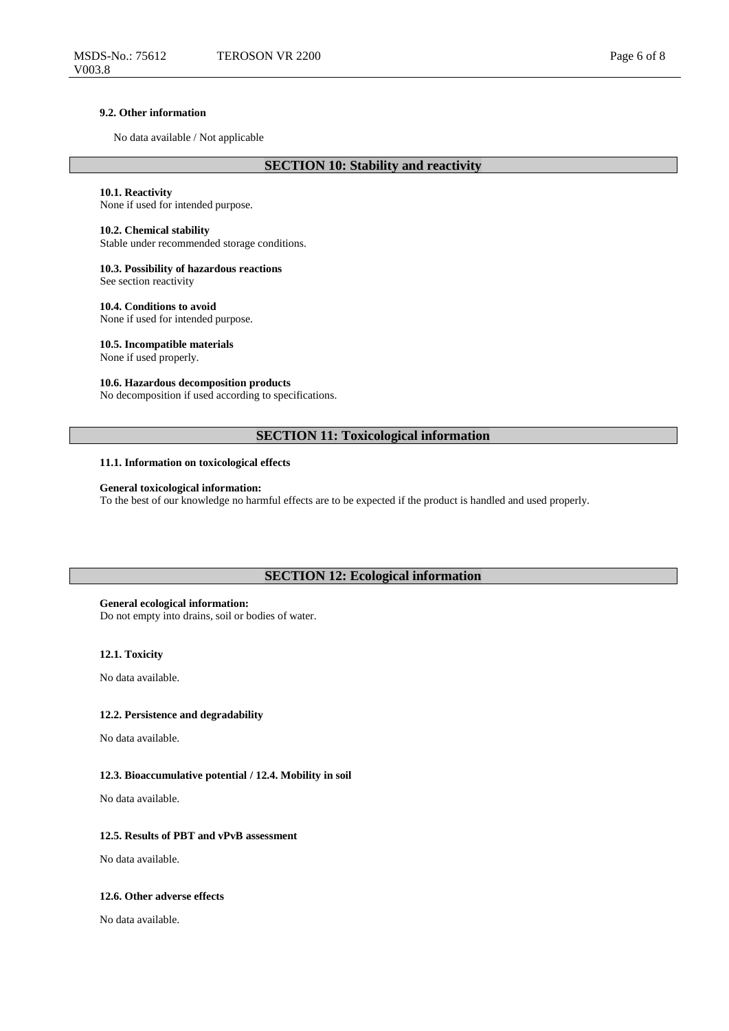### 9.2. Other information

No data available / Not applicable

## SECTION 10: Stability and reactivity

**10.1. Reactivity**
None if used for intended purpose.

**10.2. Chemical stability**
Stable under recommended storage conditions.

**10.3. Possibility of hazardous reactions**
See section reactivity

**10.4. Conditions to avoid**
None if used for intended purpose.

**10.5. Incompatible materials**
None if used properly.

**10.6. Hazardous decomposition products**
No decomposition if used according to specifications.

## SECTION 11: Toxicological information

### 11.1. Information on toxicological effects

**General toxicological information:**
To the best of our knowledge no harmful effects are to be expected if the product is handled and used properly.

## SECTION 12: Ecological information

**General ecological information:**
Do not empty into drains, soil or bodies of water.

### 12.1. Toxicity

No data available.

### 12.2. Persistence and degradability

No data available.

### 12.3. Bioaccumulative potential / 12.4. Mobility in soil

No data available.

### 12.5. Results of PBT and vPvB assessment

No data available.

### 12.6. Other adverse effects

No data available.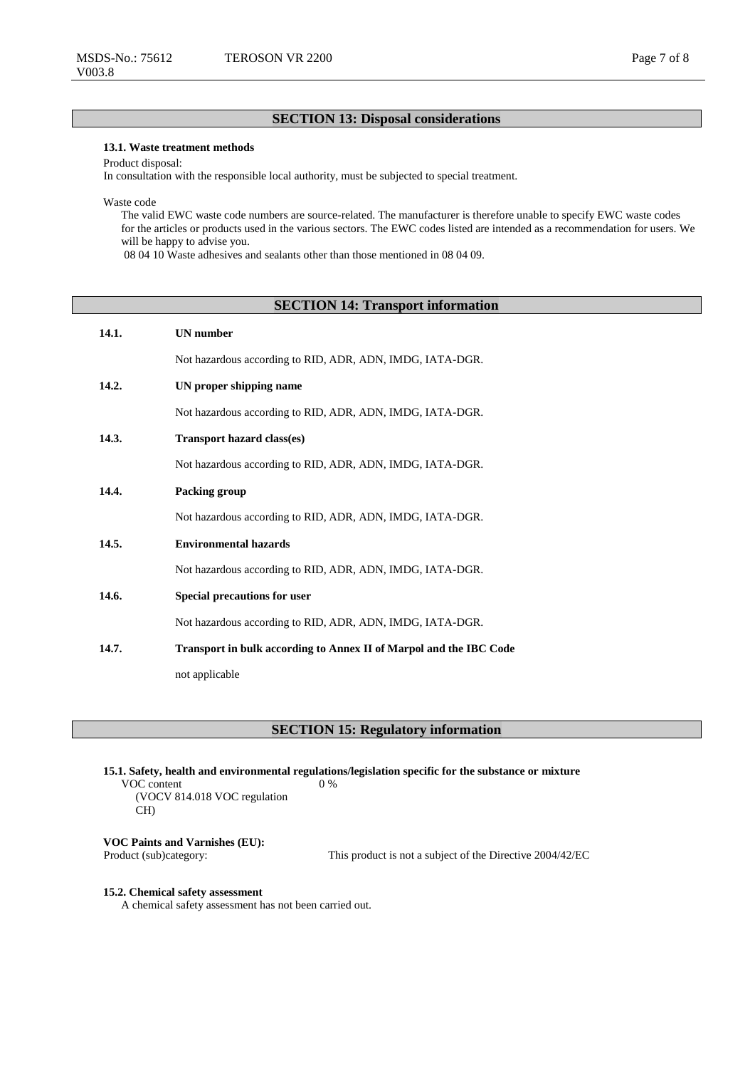## SECTION 13: Disposal considerations

### 13.1. Waste treatment methods

Product disposal:
In consultation with the responsible local authority, must be subjected to special treatment.

Waste code

The valid EWC waste code numbers are source-related. The manufacturer is therefore unable to specify EWC waste codes for the articles or products used in the various sectors. The EWC codes listed are intended as a recommendation for users. We will be happy to advise you.

08 04 10 Waste adhesives and sealants other than those mentioned in 08 04 09.

## SECTION 14: Transport information

**14.1. UN number**

Not hazardous according to RID, ADR, ADN, IMDG, IATA-DGR.

**14.2. UN proper shipping name**

Not hazardous according to RID, ADR, ADN, IMDG, IATA-DGR.

**14.3. Transport hazard class(es)**

Not hazardous according to RID, ADR, ADN, IMDG, IATA-DGR.

**14.4. Packing group**

Not hazardous according to RID, ADR, ADN, IMDG, IATA-DGR.

**14.5. Environmental hazards**

Not hazardous according to RID, ADR, ADN, IMDG, IATA-DGR.

**14.6. Special precautions for user**

Not hazardous according to RID, ADR, ADN, IMDG, IATA-DGR.

**14.7. Transport in bulk according to Annex II of Marpol and the IBC Code**

not applicable

## SECTION 15: Regulatory information

### 15.1. Safety, health and environmental regulations/legislation specific for the substance or mixture

VOC content (VOCV 814.018 VOC regulation CH): 0 %

**VOC Paints and Varnishes (EU):**

Product (sub)category: This product is not a subject of the Directive 2004/42/EC

### 15.2. Chemical safety assessment

A chemical safety assessment has not been carried out.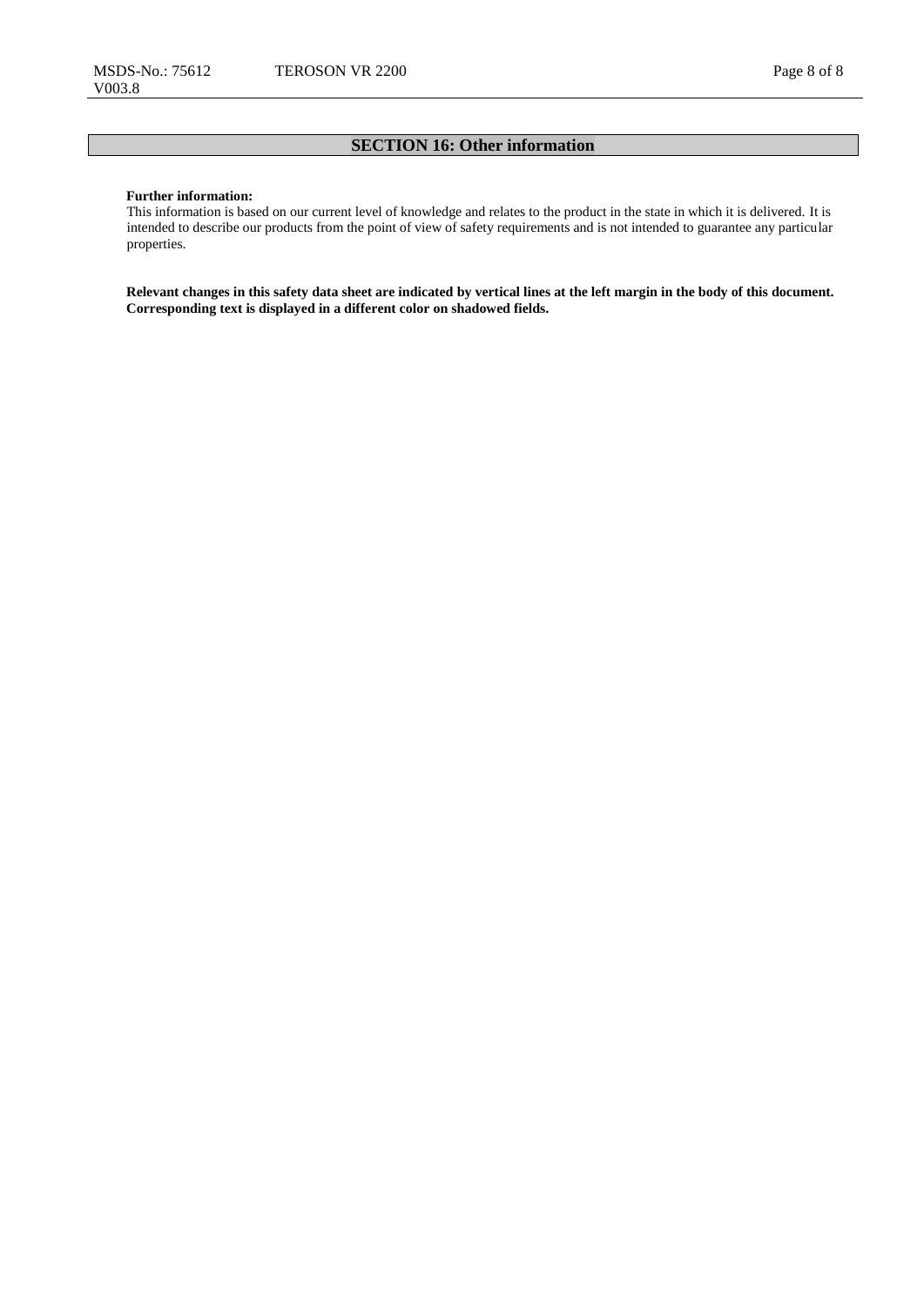## SECTION 16: Other information

**Further information:**

This information is based on our current level of knowledge and relates to the product in the state in which it is delivered. It is intended to describe our products from the point of view of safety requirements and is not intended to guarantee any particular properties.

**Relevant changes in this safety data sheet are indicated by vertical lines at the left margin in the body of this document. Corresponding text is displayed in a different color on shadowed fields.**